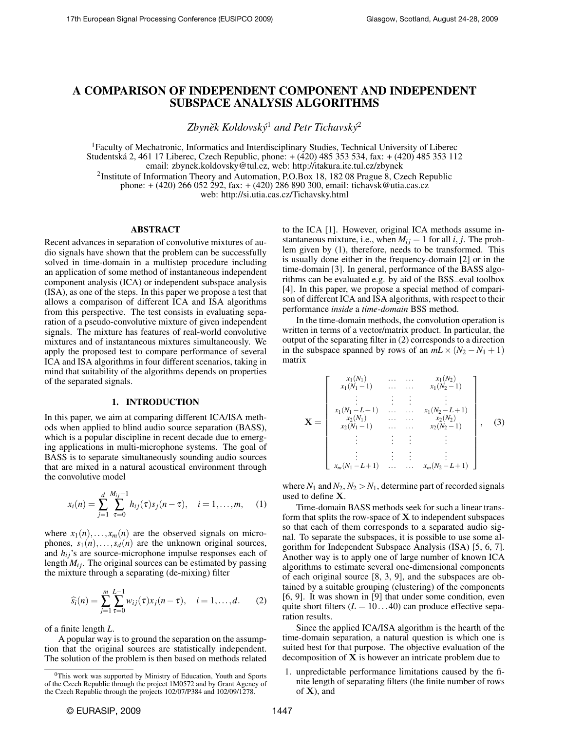# A COMPARISON OF INDEPENDENT COMPONENT AND INDEPENDENT SUBSPACE ANALYSIS ALGORITHMS

*Zbyněk Koldovský*[1] *and Petr Tichavský*[2]

[1]Faculty of Mechatronic, Informatics and Interdisciplinary Studies, Technical University of Liberec
Studentská 2, 461 17 Liberec, Czech Republic, phone: + (420) 485 353 534, fax: + (420) 485 353 112
email: zbynek.koldovsky@tul.cz, web: http://itakura.ite.tul.cz/zbynek

[2]Institute of Information Theory and Automation, P.O.Box 18, 182 08 Prague 8, Czech Republic
phone: + (420) 266 052 292, fax: + (420) 286 890 300, email: tichavsk@utia.cas.cz
web: http://si.utia.cas.cz/Tichavsky.html

## ABSTRACT

Recent advances in separation of convolutive mixtures of audio signals have shown that the problem can be successfully solved in time-domain in a multistep procedure including an application of some method of instantaneous independent component analysis (ICA) or independent subspace analysis (ISA), as one of the steps. In this paper we propose a test that allows a comparison of different ICA and ISA algorithms from this perspective. The test consists in evaluating separation of a pseudo-convolutive mixture of given independent signals. The mixture has features of real-world convolutive mixtures and of instantaneous mixtures simultaneously. We apply the proposed test to compare performance of several ICA and ISA algorithms in four different scenarios, taking in mind that suitability of the algorithms depends on properties of the separated signals.

## 1. INTRODUCTION

In this paper, we aim at comparing different ICA/ISA methods when applied to blind audio source separation (BASS), which is a popular discipline in recent decade due to emerging applications in multi-microphone systems. The goal of BASS is to separate simultaneously sounding audio sources that are mixed in a natural acoustical environment through the convolutive model

$$x_i(n) = \sum_{j=1}^{d} \sum_{\tau=0}^{M_{ij}-1} h_{ij}(\tau) s_j(n-\tau), \quad i = 1, \ldots, m, \qquad (1)$$

where $x_1(n), \ldots, x_m(n)$ are the observed signals on microphones, $s_1(n), \ldots, s_d(n)$ are the unknown original sources, and $h_{ij}$'s are source-microphone impulse responses each of length $M_{ij}$. The original sources can be estimated by passing the mixture through a separating (de-mixing) filter

$$\widehat{s}_i(n) = \sum_{j=1}^{m} \sum_{\tau=0}^{L-1} w_{ij}(\tau) x_j(n-\tau), \quad i = 1, \ldots, d. \qquad (2)$$

of a finite length $L$.

A popular way is to ground the separation on the assumption that the original sources are statistically independent. The solution of the problem is then based on methods related to the ICA [1]. However, original ICA methods assume instantaneous mixture, i.e., when $M_{ij} = 1$ for all $i, j$. The problem given by (1), therefore, needs to be transformed. This is usually done either in the frequency-domain [2] or in the time-domain [3]. In general, performance of the BASS algorithms can be evaluated e.g. by aid of the BSS_eval toolbox [4]. In this paper, we propose a special method of comparison of different ICA and ISA algorithms, with respect to their performance *inside* a *time-domain* BSS method.

In the time-domain methods, the convolution operation is written in terms of a vector/matrix product. In particular, the output of the separating filter in (2) corresponds to a direction in the subspace spanned by rows of an $mL \times (N_2 - N_1 + 1)$ matrix

$$\mathbf{X} = \begin{bmatrix} x_1(N_1) & \ldots & \ldots & x_1(N_2) \\ x_1(N_1-1) & \ldots & \ldots & x_1(N_2-1) \\ \vdots & \vdots & \vdots & \vdots \\ x_1(N_1-L+1) & \ldots & \ldots & x_1(N_2-L+1) \\ x_2(N_1) & \ldots & \ldots & x_2(N_2) \\ x_2(N_1-1) & \ldots & \ldots & x_2(N_2-1) \\ \vdots & \vdots & \vdots & \vdots \\ \vdots & \vdots & \vdots & \vdots \\ x_m(N_1-L+1) & \ldots & \ldots & x_m(N_2-L+1) \end{bmatrix}, \qquad (3)$$

where $N_1$ and $N_2$, $N_2 > N_1$, determine part of recorded signals used to define $\mathbf{X}$.

Time-domain BASS methods seek for such a linear transform that splits the row-space of $\mathbf{X}$ to independent subspaces so that each of them corresponds to a separated audio signal. To separate the subspaces, it is possible to use some algorithm for Independent Subspace Analysis (ISA) [5, 6, 7]. Another way is to apply one of large number of known ICA algorithms to estimate several one-dimensional components of each original source [8, 3, 9], and the subspaces are obtained by a suitable grouping (clustering) of the components [6, 9]. It was shown in [9] that under some condition, even quite short filters ($L = 10 \ldots 40$) can produce effective separation results.

Since the applied ICA/ISA algorithm is the hearth of the time-domain separation, a natural question is which one is suited best for that purpose. The objective evaluation of the decomposition of $\mathbf{X}$ is however an intricate problem due to

1. unpredictable performance limitations caused by the finite length of separating filters (the finite number of rows of $\mathbf{X}$), and

[0]This work was supported by Ministry of Education, Youth and Sports of the Czech Republic through the project 1M0572 and by Grant Agency of the Czech Republic through the projects 102/07/P384 and 102/09/1278.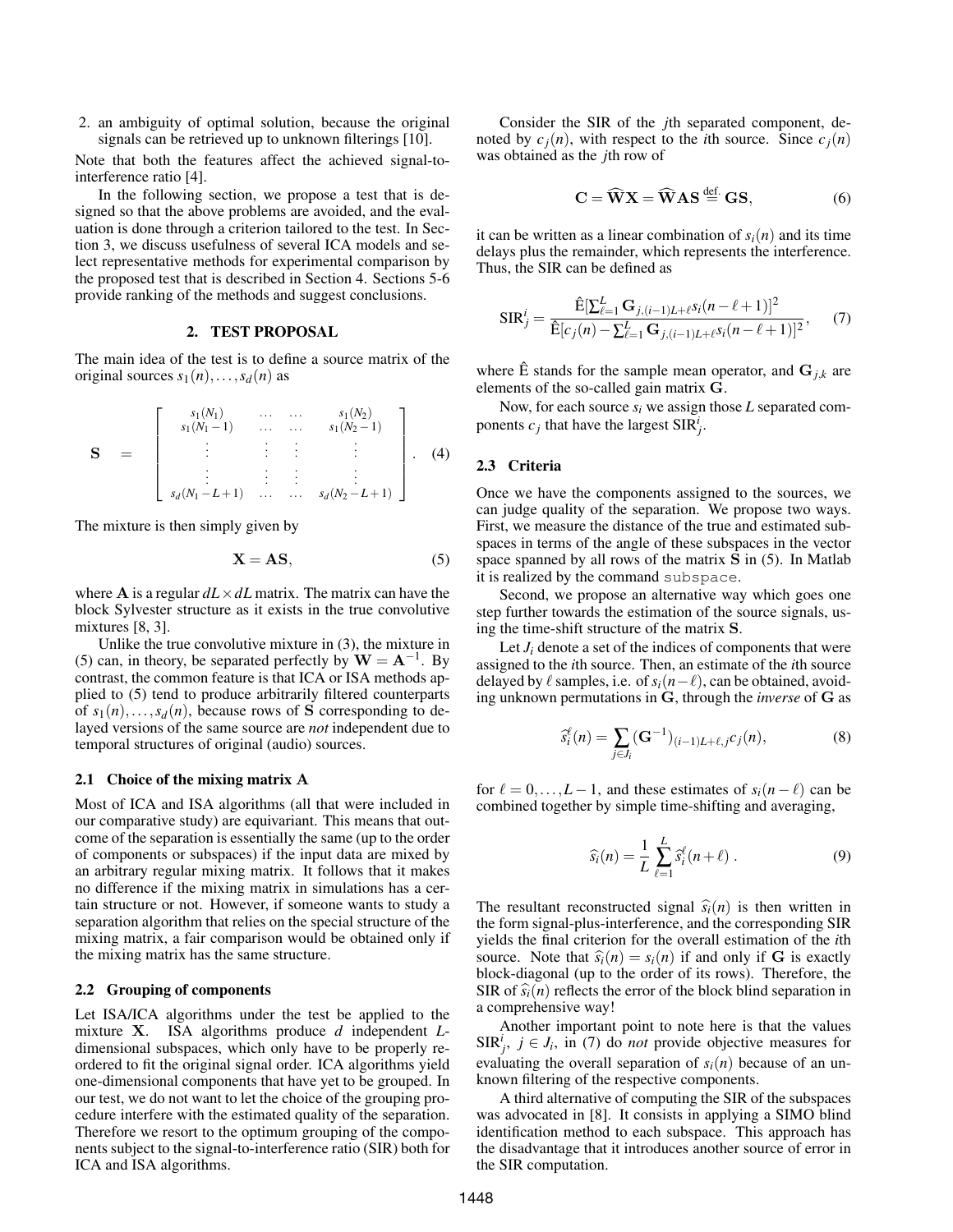2. an ambiguity of optimal solution, because the original signals can be retrieved up to unknown filterings [10].

Note that both the features affect the achieved signal-to-interference ratio [4].

In the following section, we propose a test that is designed so that the above problems are avoided, and the evaluation is done through a criterion tailored to the test. In Section 3, we discuss usefulness of several ICA models and select representative methods for experimental comparison by the proposed test that is described in Section 4. Sections 5-6 provide ranking of the methods and suggest conclusions.

## 2. TEST PROPOSAL

The main idea of the test is to define a source matrix of the original sources $s_1(n), \ldots, s_d(n)$ as

$$\mathbf{S} = \begin{bmatrix} s_1(N_1) & \ldots & \ldots & s_1(N_2) \\ s_1(N_1-1) & \ldots & \ldots & s_1(N_2-1) \\ \vdots & \vdots & \vdots & \vdots \\ \vdots & \vdots & \vdots & \vdots \\ s_d(N_1-L+1) & \ldots & \ldots & s_d(N_2-L+1) \end{bmatrix}. \quad (4)$$

The mixture is then simply given by

$$\mathbf{X} = \mathbf{AS}, \quad (5)$$

where $\mathbf{A}$ is a regular $dL \times dL$ matrix. The matrix can have the block Sylvester structure as it exists in the true convolutive mixtures [8, 3].

Unlike the true convolutive mixture in (3), the mixture in (5) can, in theory, be separated perfectly by $\mathbf{W} = \mathbf{A}^{-1}$. By contrast, the common feature is that ICA or ISA methods applied to (5) tend to produce arbitrarily filtered counterparts of $s_1(n), \ldots, s_d(n)$, because rows of $\mathbf{S}$ corresponding to delayed versions of the same source are *not* independent due to temporal structures of original (audio) sources.

### 2.1 Choice of the mixing matrix A

Most of ICA and ISA algorithms (all that were included in our comparative study) are equivariant. This means that outcome of the separation is essentially the same (up to the order of components or subspaces) if the input data are mixed by an arbitrary regular mixing matrix. It follows that it makes no difference if the mixing matrix in simulations has a certain structure or not. However, if someone wants to study a separation algorithm that relies on the special structure of the mixing matrix, a fair comparison would be obtained only if the mixing matrix has the same structure.

### 2.2 Grouping of components

Let ISA/ICA algorithms under the test be applied to the mixture $\mathbf{X}$. ISA algorithms produce $d$ independent $L$-dimensional subspaces, which only have to be properly reordered to fit the original signal order. ICA algorithms yield one-dimensional components that have yet to be grouped. In our test, we do not want to let the choice of the grouping procedure interfere with the estimated quality of the separation. Therefore we resort to the optimum grouping of the components subject to the signal-to-interference ratio (SIR) both for ICA and ISA algorithms.

Consider the SIR of the $j$th separated component, denoted by $c_j(n)$, with respect to the $i$th source. Since $c_j(n)$ was obtained as the $j$th row of

$$\mathbf{C} = \widehat{\mathbf{W}}\mathbf{X} = \widehat{\mathbf{W}}\mathbf{AS} \stackrel{\text{def.}}{=} \mathbf{GS}, \quad (6)$$

it can be written as a linear combination of $s_i(n)$ and its time delays plus the remainder, which represents the interference. Thus, the SIR can be defined as

$$\text{SIR}_j^i = \frac{\hat{\text{E}}[\sum_{\ell=1}^{L} \mathbf{G}_{j,(i-1)L+\ell}\, s_i(n-\ell+1)]^2}{\hat{\text{E}}[c_j(n) - \sum_{\ell=1}^{L} \mathbf{G}_{j,(i-1)L+\ell}\, s_i(n-\ell+1)]^2}, \quad (7)$$

where $\hat{\text{E}}$ stands for the sample mean operator, and $\mathbf{G}_{j,k}$ are elements of the so-called gain matrix $\mathbf{G}$.

Now, for each source $s_i$ we assign those $L$ separated components $c_j$ that have the largest $\text{SIR}_j^i$.

### 2.3 Criteria

Once we have the components assigned to the sources, we can judge quality of the separation. We propose two ways. First, we measure the distance of the true and estimated subspaces in terms of the angle of these subspaces in the vector space spanned by all rows of the matrix $\mathbf{S}$ in (5). In Matlab it is realized by the command `subspace`.

Second, we propose an alternative way which goes one step further towards the estimation of the source signals, using the time-shift structure of the matrix $\mathbf{S}$.

Let $J_i$ denote a set of the indices of components that were assigned to the $i$th source. Then, an estimate of the $i$th source delayed by $\ell$ samples, i.e. of $s_i(n-\ell)$, can be obtained, avoiding unknown permutations in $\mathbf{G}$, through the *inverse* of $\mathbf{G}$ as

$$\widehat{s}_i^{\ell}(n) = \sum_{j \in J_i} (\mathbf{G}^{-1})_{(i-1)L+\ell,j}\, c_j(n), \quad (8)$$

for $\ell = 0, \ldots, L-1$, and these estimates of $s_i(n-\ell)$ can be combined together by simple time-shifting and averaging,

$$\widehat{s}_i(n) = \frac{1}{L} \sum_{\ell=1}^{L} \widehat{s}_i^{\ell}(n+\ell). \quad (9)$$

The resultant reconstructed signal $\widehat{s}_i(n)$ is then written in the form signal-plus-interference, and the corresponding SIR yields the final criterion for the overall estimation of the $i$th source. Note that $\widehat{s}_i(n) = s_i(n)$ if and only if $\mathbf{G}$ is exactly block-diagonal (up to the order of its rows). Therefore, the SIR of $\widehat{s}_i(n)$ reflects the error of the block blind separation in a comprehensive way!

Another important point to note here is that the values $\text{SIR}_j^i$, $j \in J_i$, in (7) do *not* provide objective measures for evaluating the overall separation of $s_i(n)$ because of an unknown filtering of the respective components.

A third alternative of computing the SIR of the subspaces was advocated in [8]. It consists in applying a SIMO blind identification method to each subspace. This approach has the disadvantage that it introduces another source of error in the SIR computation.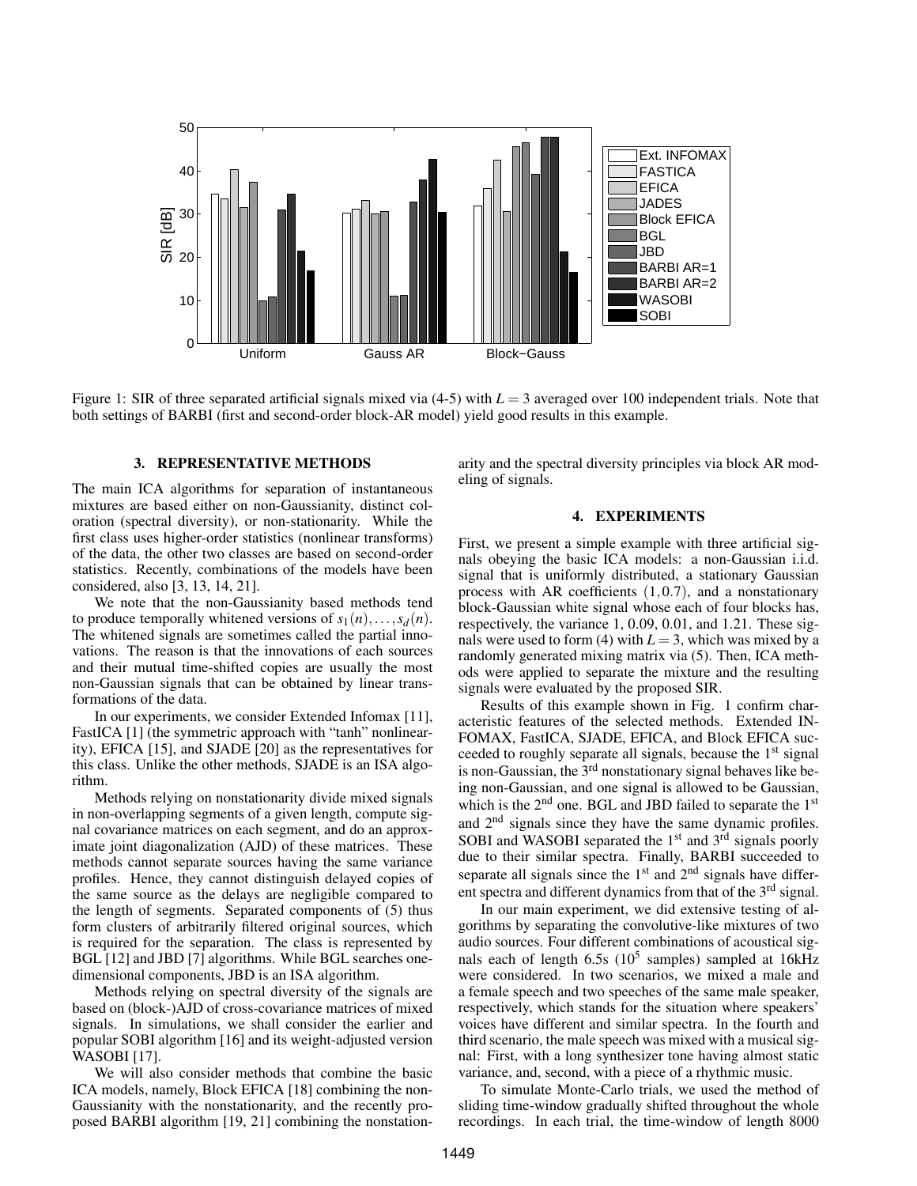Figure 1: SIR of three separated artificial signals mixed via (4-5) with $L = 3$ averaged over 100 independent trials. Note that both settings of BARBI (first and second-order block-AR model) yield good results in this example.

## 3. REPRESENTATIVE METHODS

The main ICA algorithms for separation of instantaneous mixtures are based either on non-Gaussianity, distinct coloration (spectral diversity), or non-stationarity. While the first class uses higher-order statistics (nonlinear transforms) of the data, the other two classes are based on second-order statistics. Recently, combinations of the models have been considered, also [3, 13, 14, 21].

We note that the non-Gaussianity based methods tend to produce temporally whitened versions of $s_1(n), \ldots, s_d(n)$. The whitened signals are sometimes called the partial innovations. The reason is that the innovations of each sources and their mutual time-shifted copies are usually the most non-Gaussian signals that can be obtained by linear transformations of the data.

In our experiments, we consider Extended Infomax [11], FastICA [1] (the symmetric approach with "tanh" nonlinearity), EFICA [15], and SJADE [20] as the representatives for this class. Unlike the other methods, SJADE is an ISA algorithm.

Methods relying on nonstationarity divide mixed signals in non-overlapping segments of a given length, compute signal covariance matrices on each segment, and do an approximate joint diagonalization (AJD) of these matrices. These methods cannot separate sources having the same variance profiles. Hence, they cannot distinguish delayed copies of the same source as the delays are negligible compared to the length of segments. Separated components of (5) thus form clusters of arbitrarily filtered original sources, which is required for the separation. The class is represented by BGL [12] and JBD [7] algorithms. While BGL searches one-dimensional components, JBD is an ISA algorithm.

Methods relying on spectral diversity of the signals are based on (block-)AJD of cross-covariance matrices of mixed signals. In simulations, we shall consider the earlier and popular SOBI algorithm [16] and its weight-adjusted version WASOBI [17].

We will also consider methods that combine the basic ICA models, namely, Block EFICA [18] combining the non-Gaussianity with the nonstationarity, and the recently proposed BARBI algorithm [19, 21] combining the nonstationarity and the spectral diversity principles via block AR modeling of signals.

## 4. EXPERIMENTS

First, we present a simple example with three artificial signals obeying the basic ICA models: a non-Gaussian i.i.d. signal that is uniformly distributed, a stationary Gaussian process with AR coefficients $(1, 0.7)$, and a nonstationary block-Gaussian white signal whose each of four blocks has, respectively, the variance 1, 0.09, 0.01, and 1.21. These signals were used to form (4) with $L = 3$, which was mixed by a randomly generated mixing matrix via (5). Then, ICA methods were applied to separate the mixture and the resulting signals were evaluated by the proposed SIR.

Results of this example shown in Fig. 1 confirm characteristic features of the selected methods. Extended INFOMAX, FastICA, SJADE, EFICA, and Block EFICA succeeded to roughly separate all signals, because the 1$^{\text{st}}$ signal is non-Gaussian, the 3$^{\text{rd}}$ nonstationary signal behaves like being non-Gaussian, and one signal is allowed to be Gaussian, which is the 2$^{\text{nd}}$ one. BGL and JBD failed to separate the 1$^{\text{st}}$ and 2$^{\text{nd}}$ signals since they have the same dynamic profiles. SOBI and WASOBI separated the 1$^{\text{st}}$ and 3$^{\text{rd}}$ signals poorly due to their similar spectra. Finally, BARBI succeeded to separate all signals since the 1$^{\text{st}}$ and 2$^{\text{nd}}$ signals have different spectra and different dynamics from that of the 3$^{\text{rd}}$ signal.

In our main experiment, we did extensive testing of algorithms by separating the convolutive-like mixtures of two audio sources. Four different combinations of acoustical signals each of length 6.5s ($10^5$ samples) sampled at 16kHz were considered. In two scenarios, we mixed a male and a female speech and two speeches of the same male speaker, respectively, which stands for the situation where speakers' voices have different and similar spectra. In the fourth and third scenario, the male speech was mixed with a musical signal: First, with a long synthesizer tone having almost static variance, and, second, with a piece of a rhythmic music.

To simulate Monte-Carlo trials, we used the method of sliding time-window gradually shifted throughout the whole recordings. In each trial, the time-window of length 8000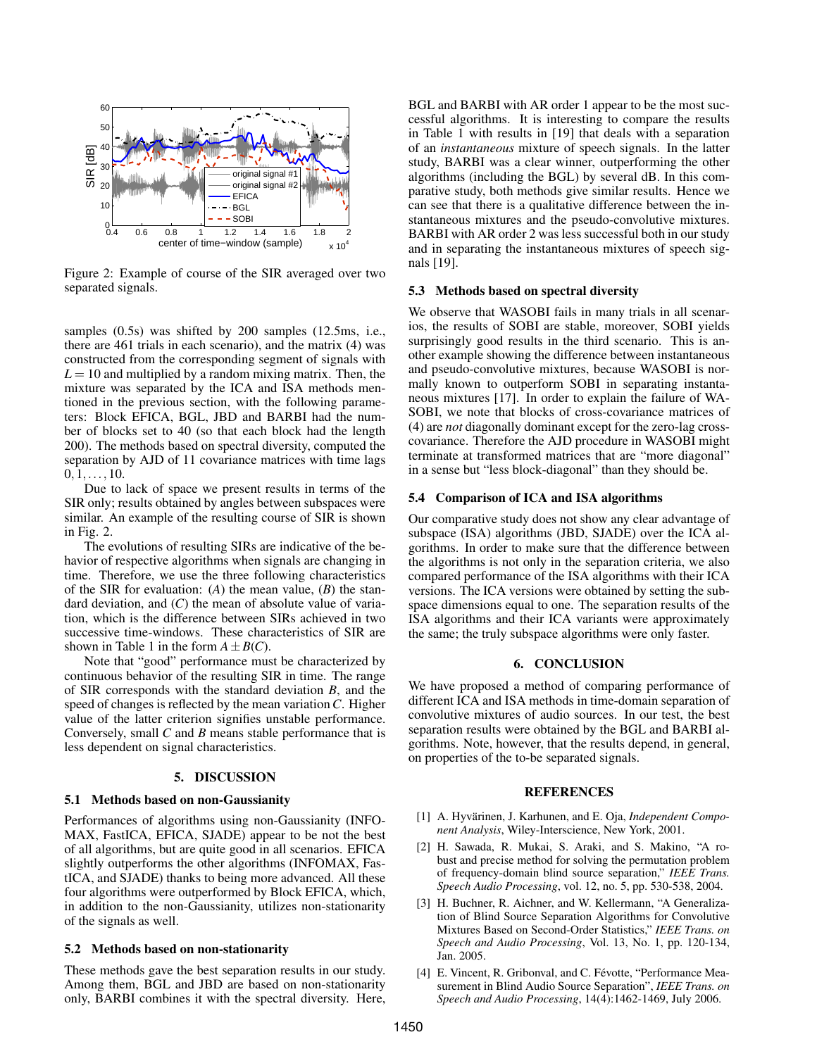Figure 2: Example of course of the SIR averaged over two separated signals.

samples (0.5s) was shifted by 200 samples (12.5ms, i.e., there are 461 trials in each scenario), and the matrix (4) was constructed from the corresponding segment of signals with $L = 10$ and multiplied by a random mixing matrix. Then, the mixture was separated by the ICA and ISA methods mentioned in the previous section, with the following parameters: Block EFICA, BGL, JBD and BARBI had the number of blocks set to 40 (so that each block had the length 200). The methods based on spectral diversity, computed the separation by AJD of 11 covariance matrices with time lags $0, 1, \ldots, 10$.

Due to lack of space we present results in terms of the SIR only; results obtained by angles between subspaces were similar. An example of the resulting course of SIR is shown in Fig. 2.

The evolutions of resulting SIRs are indicative of the behavior of respective algorithms when signals are changing in time. Therefore, we use the three following characteristics of the SIR for evaluation: ($A$) the mean value, ($B$) the standard deviation, and ($C$) the mean of absolute value of variation, which is the difference between SIRs achieved in two successive time-windows. These characteristics of SIR are shown in Table 1 in the form $A \pm B(C)$.

Note that "good" performance must be characterized by continuous behavior of the resulting SIR in time. The range of SIR corresponds with the standard deviation $B$, and the speed of changes is reflected by the mean variation $C$. Higher value of the latter criterion signifies unstable performance. Conversely, small $C$ and $B$ means stable performance that is less dependent on signal characteristics.

## 5. DISCUSSION

### 5.1 Methods based on non-Gaussianity

Performances of algorithms using non-Gaussianity (INFOMAX, FastICA, EFICA, SJADE) appear to be not the best of all algorithms, but are quite good in all scenarios. EFICA slightly outperforms the other algorithms (INFOMAX, FastICA, and SJADE) thanks to being more advanced. All these four algorithms were outperformed by Block EFICA, which, in addition to the non-Gaussianity, utilizes non-stationarity of the signals as well.

### 5.2 Methods based on non-stationarity

These methods gave the best separation results in our study. Among them, BGL and JBD are based on non-stationarity only, BARBI combines it with the spectral diversity. Here, BGL and BARBI with AR order 1 appear to be the most successful algorithms. It is interesting to compare the results in Table 1 with results in [19] that deals with a separation of an *instantaneous* mixture of speech signals. In the latter study, BARBI was a clear winner, outperforming the other algorithms (including the BGL) by several dB. In this comparative study, both methods give similar results. Hence we can see that there is a qualitative difference between the instantaneous mixtures and the pseudo-convolutive mixtures. BARBI with AR order 2 was less successful both in our study and in separating the instantaneous mixtures of speech signals [19].

### 5.3 Methods based on spectral diversity

We observe that WASOBI fails in many trials in all scenarios, the results of SOBI are stable, moreover, SOBI yields surprisingly good results in the third scenario. This is another example showing the difference between instantaneous and pseudo-convolutive mixtures, because WASOBI is normally known to outperform SOBI in separating instantaneous mixtures [17]. In order to explain the failure of WASOBI, we note that blocks of cross-covariance matrices of (4) are *not* diagonally dominant except for the zero-lag cross-covariance. Therefore the AJD procedure in WASOBI might terminate at transformed matrices that are "more diagonal" in a sense but "less block-diagonal" than they should be.

### 5.4 Comparison of ICA and ISA algorithms

Our comparative study does not show any clear advantage of subspace (ISA) algorithms (JBD, SJADE) over the ICA algorithms. In order to make sure that the difference between the algorithms is not only in the separation criteria, we also compared performance of the ISA algorithms with their ICA versions. The ICA versions were obtained by setting the subspace dimensions equal to one. The separation results of the ISA algorithms and their ICA variants were approximately the same; the truly subspace algorithms were only faster.

## 6. CONCLUSION

We have proposed a method of comparing performance of different ICA and ISA methods in time-domain separation of convolutive mixtures of audio sources. In our test, the best separation results were obtained by the BGL and BARBI algorithms. Note, however, that the results depend, in general, on properties of the to-be separated signals.

## REFERENCES

[1] A. Hyvärinen, J. Karhunen, and E. Oja, *Independent Component Analysis*, Wiley-Interscience, New York, 2001.

[2] H. Sawada, R. Mukai, S. Araki, and S. Makino, "A robust and precise method for solving the permutation problem of frequency-domain blind source separation," *IEEE Trans. Speech Audio Processing*, vol. 12, no. 5, pp. 530-538, 2004.

[3] H. Buchner, R. Aichner, and W. Kellermann, "A Generalization of Blind Source Separation Algorithms for Convolutive Mixtures Based on Second-Order Statistics," *IEEE Trans. on Speech and Audio Processing*, Vol. 13, No. 1, pp. 120-134, Jan. 2005.

[4] E. Vincent, R. Gribonval, and C. Févotte, "Performance Measurement in Blind Audio Source Separation", *IEEE Trans. on Speech and Audio Processing*, 14(4):1462-1469, July 2006.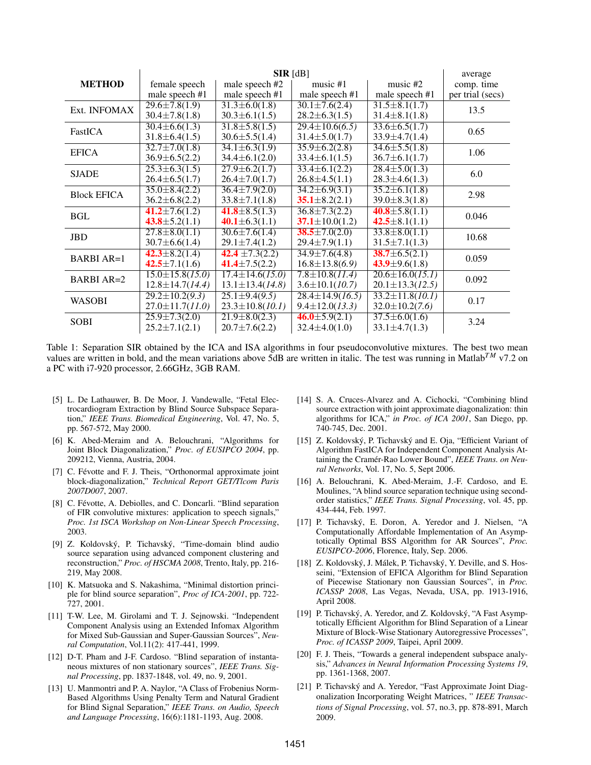| METHOD | SIR [dB] | | | | average comp. time per trial (secs) |
|---|---|---|---|---|---|
| | female speech / male speech #1 | male speech #2 / male speech #1 | music #1 / male speech #1 | music #2 / male speech #1 | |
| Ext. INFOMAX | 29.6±7.8(1.9) | 31.3±6.0(1.8) | 30.1±7.6(2.4) | 31.5±8.1(1.7) | 13.5 |
| | 30.4±7.8(1.8) | 30.3±6.1(1.5) | 28.2±6.3(1.5) | 31.4±8.1(1.8) | |
| FastICA | 30.4±6.6(1.3) | 31.8±5.8(1.5) | 29.4±10.6(*6.5*) | 33.6±6.5(1.7) | 0.65 |
| | 31.8±6.4(1.5) | 30.6±5.5(1.4) | 31.4±5.0(1.7) | 33.9±4.7(1.4) | |
| EFICA | 32.7±7.0(1.8) | 34.1±6.3(1.9) | 35.9±6.2(2.8) | 34.6±5.5(1.8) | 1.06 |
| | 36.9±6.5(2.2) | 34.4±6.1(2.0) | 33.4±6.1(1.5) | 36.7±6.1(1.7) | |
| SJADE | 25.3±6.3(1.5) | 27.9±6.2(1.7) | 33.4±6.1(2.2) | 28.4±5.0(1.3) | 6.0 |
| | 26.4±6.5(1.7) | 26.4±7.0(1.7) | 26.8±4.5(1.1) | 28.3±4.6(1.3) | |
| Block EFICA | 35.0±8.4(2.2) | 36.4±7.9(2.0) | 34.2±6.9(3.1) | 35.2±6.1(1.8) | 2.98 |
| | 36.2±6.8(2.2) | 33.8±7.1(1.8) | **35.1**±8.2(2.1) | 39.0±8.3(1.8) | |
| BGL | **41.2**±7.6(1.2) | **41.8**±8.5(1.3) | 36.8±7.3(2.2) | **40.8**±5.8(1.1) | 0.046 |
| | **43.8**±5.2(1.1) | **40.1**±6.3(1.1) | **37.1**±10.0(1.2) | **42.5**±8.1(1.1) | |
| JBD | 27.8±8.0(1.1) | 30.6±7.6(1.4) | **38.5**±7.0(2.0) | 33.8±8.0(1.1) | 10.68 |
| | 30.7±6.6(1.4) | 29.1±7.4(1.2) | 29.4±7.9(1.1) | 31.5±7.1(1.3) | |
| BARBI AR=1 | **42.3**±8.2(1.4) | **42.4** ±7.3(2.2) | 34.9±7.6(4.8) | **38.7**±6.5(2.1) | 0.059 |
| | **42.5**±7.1(1.6) | **41.4**±7.5(2.2) | 16.8±13.8(*6.9*) | **43.9**±9.6(1.8) | |
| BARBI AR=2 | 15.0±15.8(*15.0*) | 17.4±14.6(*15.0*) | 7.8±10.8(*11.4*) | 20.6±16.0(*15.1*) | 0.092 |
| | 12.8±14.7(*14.4*) | 13.1±13.4(*14.8*) | 3.6±10.1(*10.7*) | 20.1±13.3(*12.5*) | |
| WASOBI | 29.2±10.2(*9.3*) | 25.1±9.4(*9.5*) | 28.4±14.9(*16.5*) | 33.2±11.8(*10.1*) | 0.17 |
| | 27.0±11.7(*11.0*) | 23.3±10.8(*10.1*) | 9.4±12.0(*13.3*) | 32.0±10.2(*7.6*) | |
| SOBI | 25.9±7.3(2.0) | 21.9±8.0(2.3) | **46.0**±5.9(2.1) | 37.5±6.0(1.6) | 3.24 |
| | 25.2±7.1(2.1) | 20.7±7.6(2.2) | 32.4±4.0(1.0) | 33.1±4.7(1.3) | |

Table 1: Separation SIR obtained by the ICA and ISA algorithms in four pseudoconvolutive mixtures. The best two mean values are written in bold, and the mean variations above 5dB are written in italic. The test was running in Matlab$^{TM}$ v7.2 on a PC with i7-920 processor, 2.66GHz, 3GB RAM.

[5] L. De Lathauwer, B. De Moor, J. Vandewalle, "Fetal Electrocardiogram Extraction by Blind Source Subspace Separation," *IEEE Trans. Biomedical Engineering*, Vol. 47, No. 5, pp. 567-572, May 2000.

[6] K. Abed-Meraim and A. Belouchrani, "Algorithms for Joint Block Diagonalization," *Proc. of EUSIPCO 2004*, pp. 209212, Vienna, Austria, 2004.

[7] C. Févotte and F. J. Theis, "Orthonormal approximate joint block-diagonalization," *Technical Report GET/Tlcom Paris 2007D007*, 2007.

[8] C. Févotte, A. Debiolles, and C. Doncarli. "Blind separation of FIR convolutive mixtures: application to speech signals," *Proc. 1st ISCA Workshop on Non-Linear Speech Processing*, 2003.

[9] Z. Koldovský, P. Tichavský, "Time-domain blind audio source separation using advanced component clustering and reconstruction," *Proc. of HSCMA 2008*, Trento, Italy, pp. 216-219, May 2008.

[10] K. Matsuoka and S. Nakashima, "Minimal distortion principle for blind source separation", *Proc of ICA-2001*, pp. 722-727, 2001.

[11] T-W. Lee, M. Girolami and T. J. Sejnowski. "Independent Component Analysis using an Extended Infomax Algorithm for Mixed Sub-Gaussian and Super-Gaussian Sources", *Neural Computation*, Vol.11(2): 417-441, 1999.

[12] D-T. Pham and J-F. Cardoso. "Blind separation of instantaneous mixtures of non stationary sources", *IEEE Trans. Signal Processing*, pp. 1837-1848, vol. 49, no. 9, 2001.

[13] U. Manmontri and P. A. Naylor, "A Class of Frobenius Norm-Based Algorithms Using Penalty Term and Natural Gradient for Blind Signal Separation," *IEEE Trans. on Audio, Speech and Language Processing*, 16(6):1181-1193, Aug. 2008.

[14] S. A. Cruces-Alvarez and A. Cichocki, "Combining blind source extraction with joint approximate diagonalization: thin algorithms for ICA," *in Proc. of ICA 2001*, San Diego, pp. 740-745, Dec. 2001.

[15] Z. Koldovský, P. Tichavský and E. Oja, "Efficient Variant of Algorithm FastICA for Independent Component Analysis Attaining the Cramér-Rao Lower Bound," *IEEE Trans. on Neural Networks*, Vol. 17, No. 5, Sept 2006.

[16] A. Belouchrani, K. Abed-Meraim, J.-F. Cardoso, and E. Moulines, "A blind source separation technique using second-order statistics," *IEEE Trans. Signal Processing*, vol. 45, pp. 434-444, Feb. 1997.

[17] P. Tichavský, E. Doron, A. Yeredor and J. Nielsen, "A Computationally Affordable Implementation of An Asymptotically Optimal BSS Algorithm for AR Sources," *Proc. EUSIPCO-2006*, Florence, Italy, Sep. 2006.

[18] Z. Koldovský, J. Málek, P. Tichavský, Y. Deville, and S. Hosseini, "Extension of EFICA Algorithm for Blind Separation of Piecewise Stationary non Gaussian Sources," in *Proc. ICASSP 2008*, Las Vegas, Nevada, USA, pp. 1913-1916, April 2008.

[19] P. Tichavský, A. Yeredor, and Z. Koldovský, "A Fast Asymptotically Efficient Algorithm for Blind Separation of a Linear Mixture of Block-Wise Stationary Autoregressive Processes", *Proc. of ICASSP 2009*, Taipei, April 2009.

[20] F. J. Theis, "Towards a general independent subspace analysis," *Advances in Neural Information Processing Systems 19*, pp. 1361-1368, 2007.

[21] P. Tichavský and A. Yeredor, "Fast Approximate Joint Diagonalization Incorporating Weight Matrices, " *IEEE Transactions of Signal Processing*, vol. 57, no.3, pp. 878-891, March 2009.